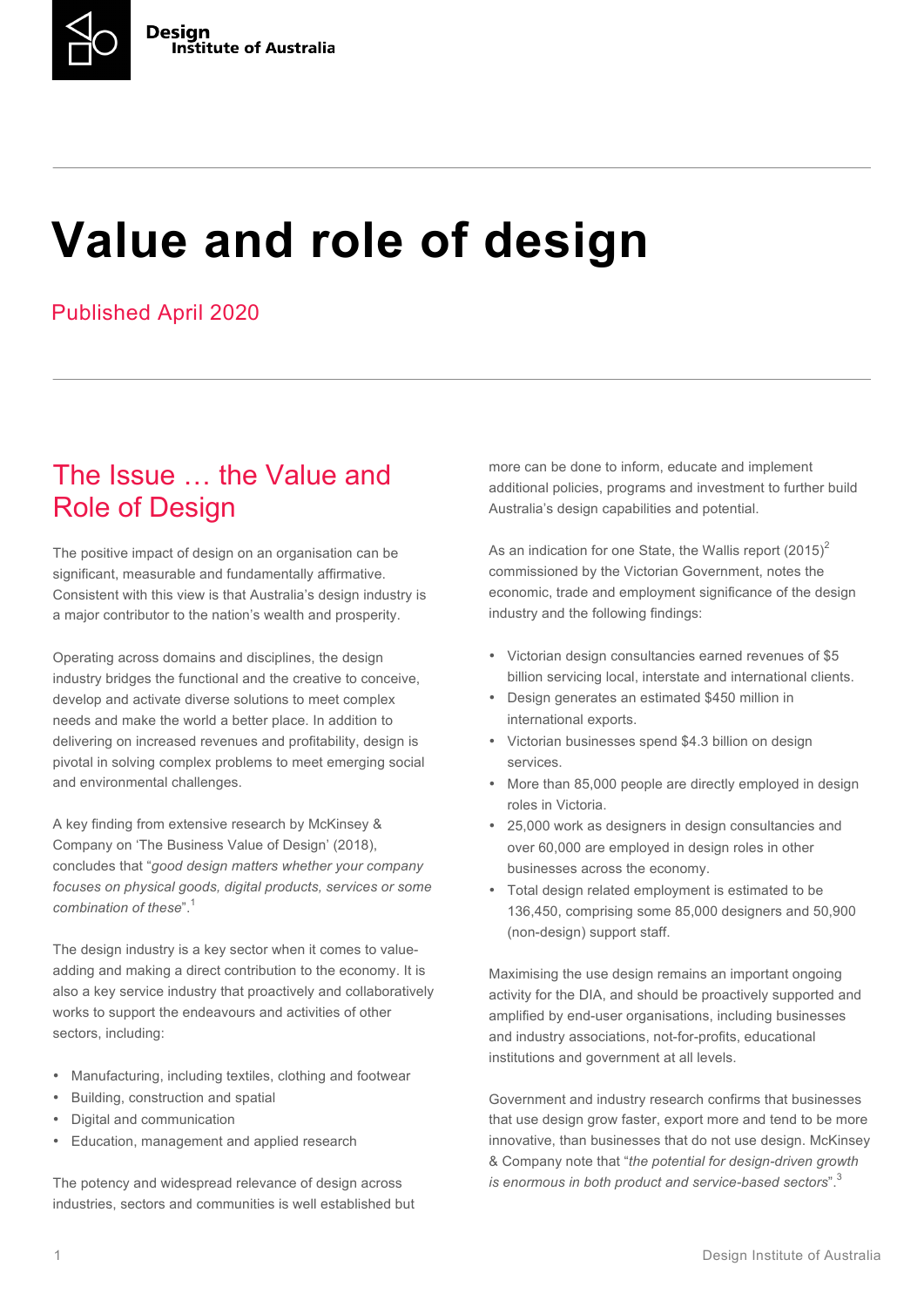Design Institute of Australia

# Value and role of design

Published April 2020

## The Issue … the Value and Role of Design

The positive impact of design on an organisation can be significant, measurable and fundamentally affirmative. Consistent with this view is that Australia's design industry is a major contributor to the nation's wealth and prosperity.

Operating across domains and disciplines, the design industry bridges the functional and the creative to conceive, develop and activate diverse solutions to meet complex needs and make the world a better place. In addition to delivering on increased revenues and profitability, design is pivotal in solving complex problems to meet emerging social and environmental challenges.

A key finding from extensive research by McKinsey & Company on 'The Business Value of Design' (2018), concludes that "*good design matters whether your company focuses on physical goods, digital products, services or some combination of these*".[1]

The design industry is a key sector when it comes to value-adding and making a direct contribution to the economy. It is also a key service industry that proactively and collaboratively works to support the endeavours and activities of other sectors, including:

- Manufacturing, including textiles, clothing and footwear
- Building, construction and spatial
- Digital and communication
- Education, management and applied research

The potency and widespread relevance of design across industries, sectors and communities is well established but more can be done to inform, educate and implement additional policies, programs and investment to further build Australia's design capabilities and potential.

As an indication for one State, the Wallis report (2015)[2] commissioned by the Victorian Government, notes the economic, trade and employment significance of the design industry and the following findings:

- Victorian design consultancies earned revenues of $5 billion servicing local, interstate and international clients.
- Design generates an estimated $450 million in international exports.
- Victorian businesses spend $4.3 billion on design services.
- More than 85,000 people are directly employed in design roles in Victoria.
- 25,000 work as designers in design consultancies and over 60,000 are employed in design roles in other businesses across the economy.
- Total design related employment is estimated to be 136,450, comprising some 85,000 designers and 50,900 (non-design) support staff.

Maximising the use design remains an important ongoing activity for the DIA, and should be proactively supported and amplified by end-user organisations, including businesses and industry associations, not-for-profits, educational institutions and government at all levels.

Government and industry research confirms that businesses that use design grow faster, export more and tend to be more innovative, than businesses that do not use design. McKinsey & Company note that "*the potential for design-driven growth is enormous in both product and service-based sectors*".[3]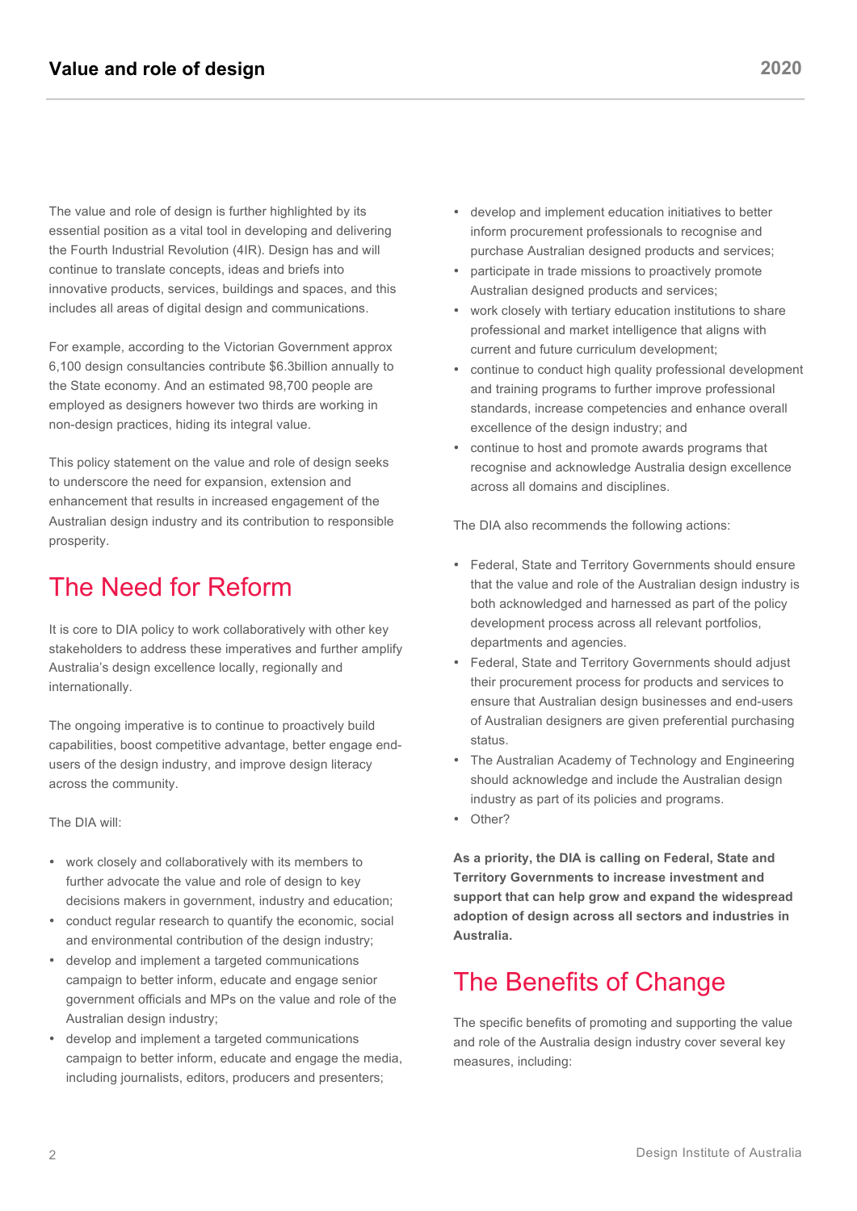The value and role of design is further highlighted by its essential position as a vital tool in developing and delivering the Fourth Industrial Revolution (4IR). Design has and will continue to translate concepts, ideas and briefs into innovative products, services, buildings and spaces, and this includes all areas of digital design and communications.

For example, according to the Victorian Government approx 6,100 design consultancies contribute $6.3billion annually to the State economy. And an estimated 98,700 people are employed as designers however two thirds are working in non-design practices, hiding its integral value.

This policy statement on the value and role of design seeks to underscore the need for expansion, extension and enhancement that results in increased engagement of the Australian design industry and its contribution to responsible prosperity.

## The Need for Reform

It is core to DIA policy to work collaboratively with other key stakeholders to address these imperatives and further amplify Australia's design excellence locally, regionally and internationally.

The ongoing imperative is to continue to proactively build capabilities, boost competitive advantage, better engage end-users of the design industry, and improve design literacy across the community.

The DIA will:

- work closely and collaboratively with its members to further advocate the value and role of design to key decisions makers in government, industry and education;
- conduct regular research to quantify the economic, social and environmental contribution of the design industry;
- develop and implement a targeted communications campaign to better inform, educate and engage senior government officials and MPs on the value and role of the Australian design industry;
- develop and implement a targeted communications campaign to better inform, educate and engage the media, including journalists, editors, producers and presenters;
- develop and implement education initiatives to better inform procurement professionals to recognise and purchase Australian designed products and services;
- participate in trade missions to proactively promote Australian designed products and services;
- work closely with tertiary education institutions to share professional and market intelligence that aligns with current and future curriculum development;
- continue to conduct high quality professional development and training programs to further improve professional standards, increase competencies and enhance overall excellence of the design industry; and
- continue to host and promote awards programs that recognise and acknowledge Australia design excellence across all domains and disciplines.

The DIA also recommends the following actions:

- Federal, State and Territory Governments should ensure that the value and role of the Australian design industry is both acknowledged and harnessed as part of the policy development process across all relevant portfolios, departments and agencies.
- Federal, State and Territory Governments should adjust their procurement process for products and services to ensure that Australian design businesses and end-users of Australian designers are given preferential purchasing status.
- The Australian Academy of Technology and Engineering should acknowledge and include the Australian design industry as part of its policies and programs.
- Other?

**As a priority, the DIA is calling on Federal, State and Territory Governments to increase investment and support that can help grow and expand the widespread adoption of design across all sectors and industries in Australia.**

## The Benefits of Change

The specific benefits of promoting and supporting the value and role of the Australia design industry cover several key measures, including: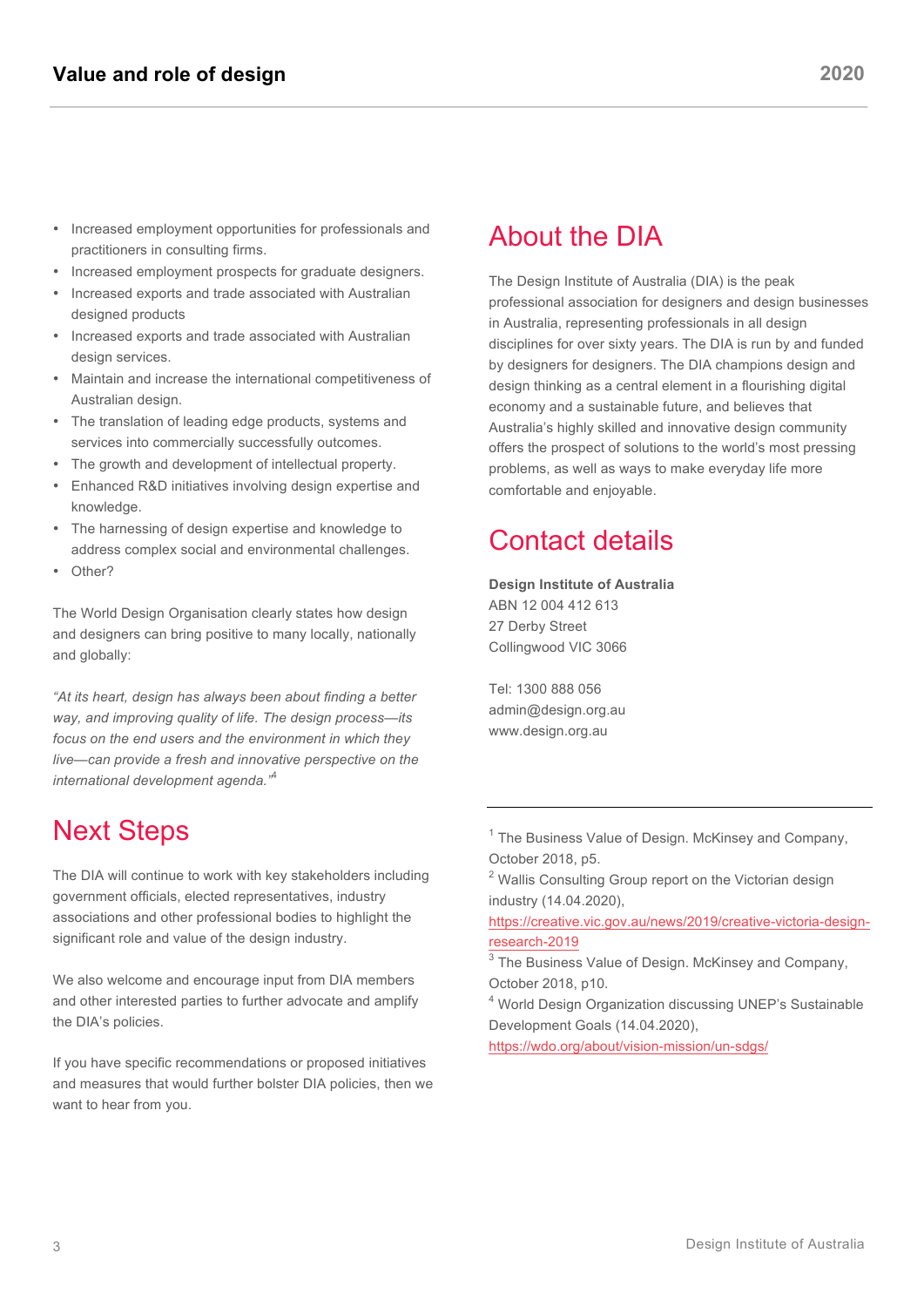- Increased employment opportunities for professionals and practitioners in consulting firms.
- Increased employment prospects for graduate designers.
- Increased exports and trade associated with Australian designed products
- Increased exports and trade associated with Australian design services.
- Maintain and increase the international competitiveness of Australian design.
- The translation of leading edge products, systems and services into commercially successfully outcomes.
- The growth and development of intellectual property.
- Enhanced R&D initiatives involving design expertise and knowledge.
- The harnessing of design expertise and knowledge to address complex social and environmental challenges.
- Other?

The World Design Organisation clearly states how design and designers can bring positive to many locally, nationally and globally:

*"At its heart, design has always been about finding a better way, and improving quality of life. The design process—its focus on the end users and the environment in which they live—can provide a fresh and innovative perspective on the international development agenda."*[4]

## Next Steps

The DIA will continue to work with key stakeholders including government officials, elected representatives, industry associations and other professional bodies to highlight the significant role and value of the design industry.

We also welcome and encourage input from DIA members and other interested parties to further advocate and amplify the DIA's policies.

If you have specific recommendations or proposed initiatives and measures that would further bolster DIA policies, then we want to hear from you.

## About the DIA

The Design Institute of Australia (DIA) is the peak professional association for designers and design businesses in Australia, representing professionals in all design disciplines for over sixty years. The DIA is run by and funded by designers for designers. The DIA champions design and design thinking as a central element in a flourishing digital economy and a sustainable future, and believes that Australia's highly skilled and innovative design community offers the prospect of solutions to the world's most pressing problems, as well as ways to make everyday life more comfortable and enjoyable.

## Contact details

**Design Institute of Australia**
ABN 12 004 412 613
27 Derby Street
Collingwood VIC 3066

Tel: 1300 888 056
admin@design.org.au
www.design.org.au

---

[1] The Business Value of Design. McKinsey and Company, October 2018, p5.
[2] Wallis Consulting Group report on the Victorian design industry (14.04.2020), https://creative.vic.gov.au/news/2019/creative-victoria-design-research-2019
[3] The Business Value of Design. McKinsey and Company, October 2018, p10.
[4] World Design Organization discussing UNEP's Sustainable Development Goals (14.04.2020), https://wdo.org/about/vision-mission/un-sdgs/